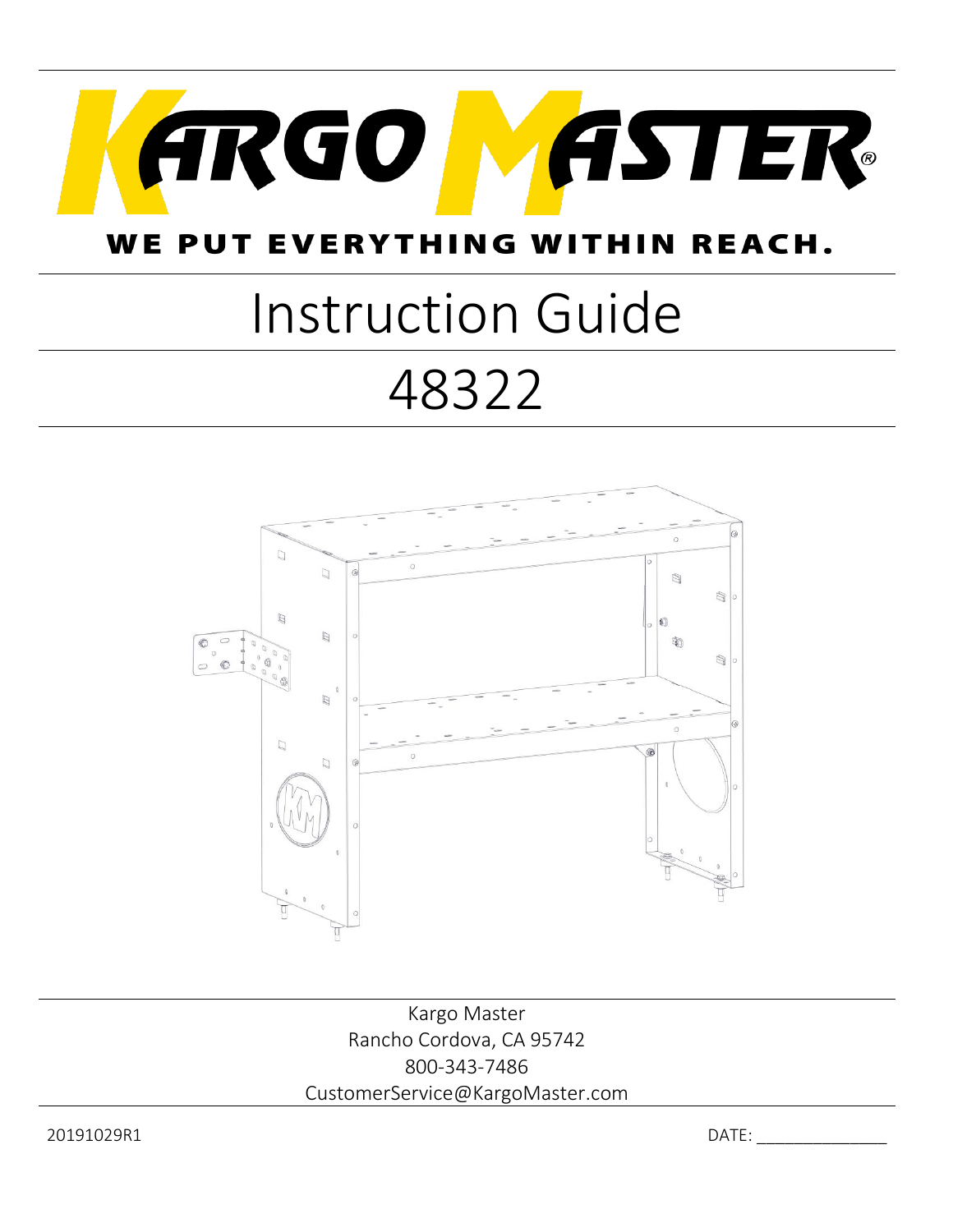# KARGO MASTER®

**WE PUT EVERYTHING WITHIN REACH.**

# Instruction Guide

# 48322

Kargo Master
Rancho Cordova, CA 95742
800-343-7486
CustomerService@KargoMaster.com

20191029R1

DATE: _______________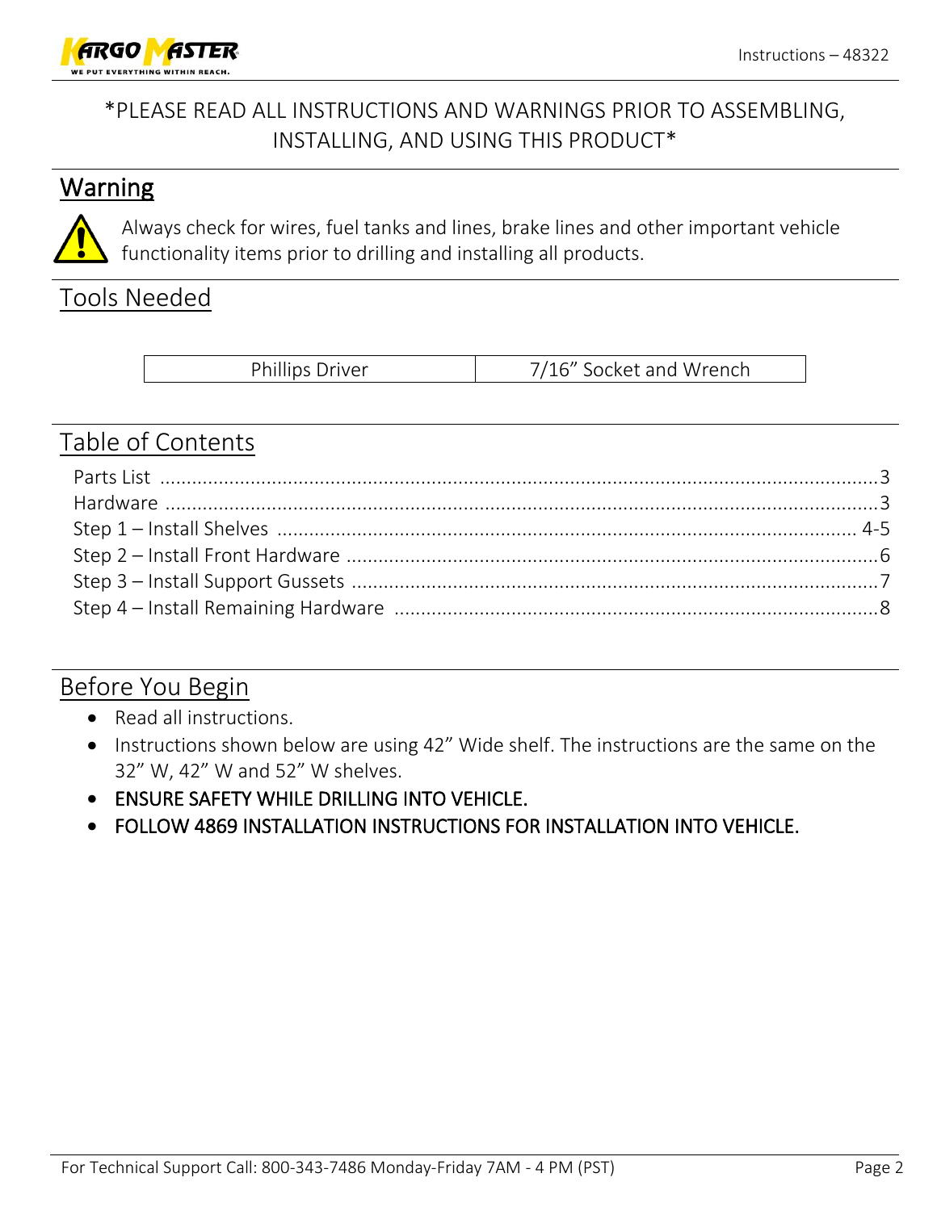*PLEASE READ ALL INSTRUCTIONS AND WARNINGS PRIOR TO ASSEMBLING, INSTALLING, AND USING THIS PRODUCT*

## Warning

Always check for wires, fuel tanks and lines, brake lines and other important vehicle functionality items prior to drilling and installing all products.

## Tools Needed

| Phillips Driver | 7/16" Socket and Wrench |
|---|---|

## Table of Contents

- Parts List ........................................ 3
- Hardware ........................................ 3
- Step 1 – Install Shelves ........................................ 4-5
- Step 2 – Install Front Hardware ........................................ 6
- Step 3 – Install Support Gussets ........................................ 7
- Step 4 – Install Remaining Hardware ........................................ 8

## Before You Begin

- Read all instructions.
- Instructions shown below are using 42" Wide shelf. The instructions are the same on the 32" W, 42" W and 52" W shelves.
- ENSURE SAFETY WHILE DRILLING INTO VEHICLE.
- FOLLOW 4869 INSTALLATION INSTRUCTIONS FOR INSTALLATION INTO VEHICLE.

For Technical Support Call: 800-343-7486 Monday-Friday 7AM - 4 PM (PST)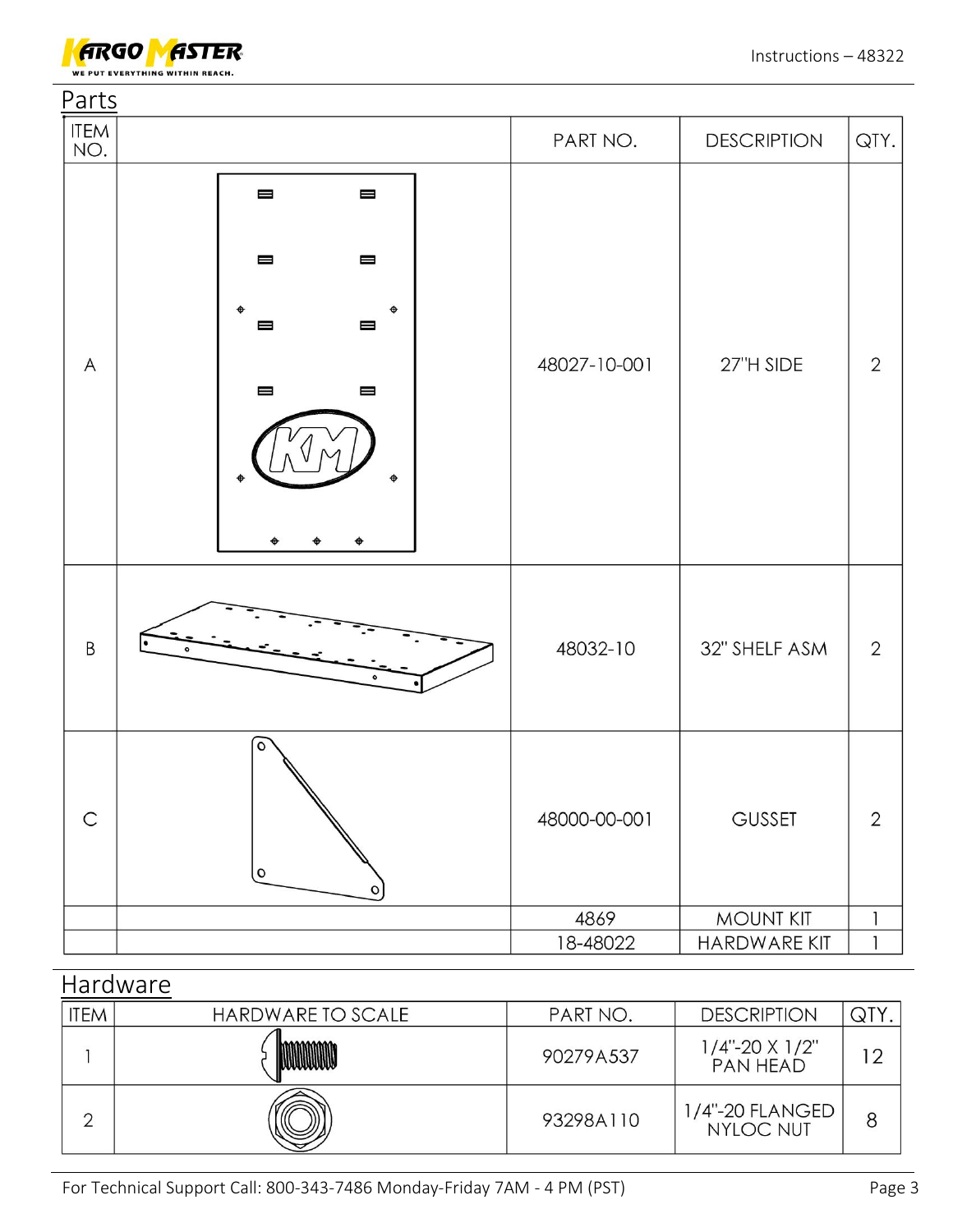## Parts

| ITEM NO. | | PART NO. | DESCRIPTION | QTY. |
|---|---|---|---|---|
| A | | 48027-10-001 | 27"H SIDE | 2 |
| B | | 48032-10 | 32" SHELF ASM | 2 |
| C | | 48000-00-001 | GUSSET | 2 |
| | | 4869 | MOUNT KIT | 1 |
| | | 18-48022 | HARDWARE KIT | 1 |

## Hardware

| ITEM | HARDWARE TO SCALE | PART NO. | DESCRIPTION | QTY. |
|---|---|---|---|---|
| 1 | | 90279A537 | 1/4"-20 X 1/2" PAN HEAD | 12 |
| 2 | | 93298A110 | 1/4"-20 FLANGED NYLOC NUT | 8 |

For Technical Support Call: 800-343-7486 Monday-Friday 7AM - 4 PM (PST)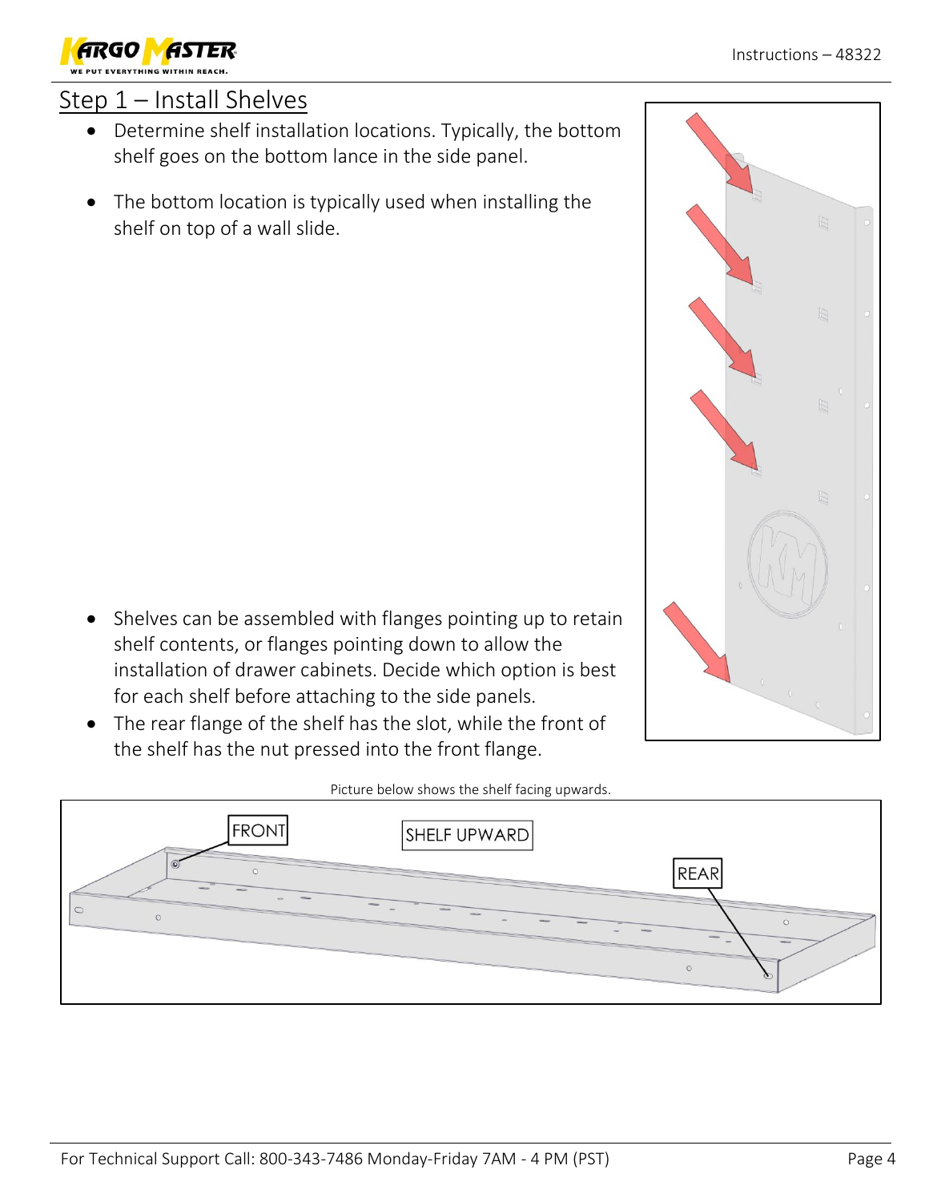## Step 1 – Install Shelves

- Determine shelf installation locations. Typically, the bottom shelf goes on the bottom lance in the side panel.
- The bottom location is typically used when installing the shelf on top of a wall slide.
- Shelves can be assembled with flanges pointing up to retain shelf contents, or flanges pointing down to allow the installation of drawer cabinets. Decide which option is best for each shelf before attaching to the side panels.
- The rear flange of the shelf has the slot, while the front of the shelf has the nut pressed into the front flange.

Picture below shows the shelf facing upwards.

FRONT

SHELF UPWARD

REAR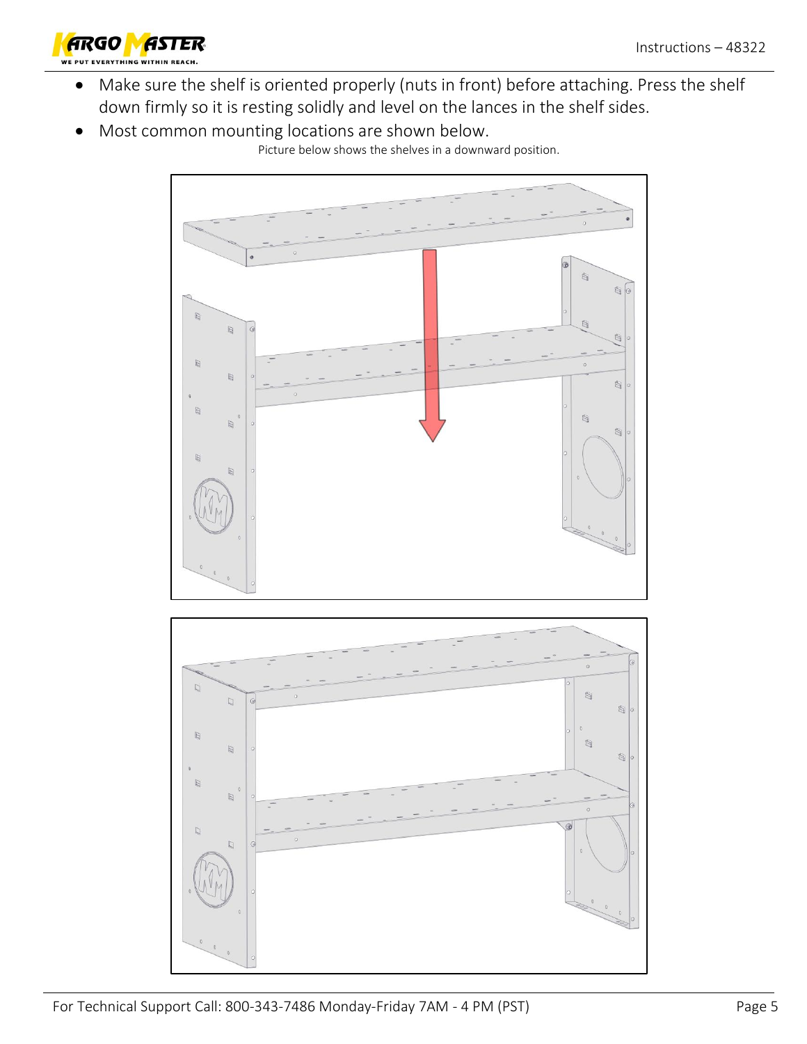- Make sure the shelf is oriented properly (nuts in front) before attaching. Press the shelf down firmly so it is resting solidly and level on the lances in the shelf sides.
- Most common mounting locations are shown below.

Picture below shows the shelves in a downward position.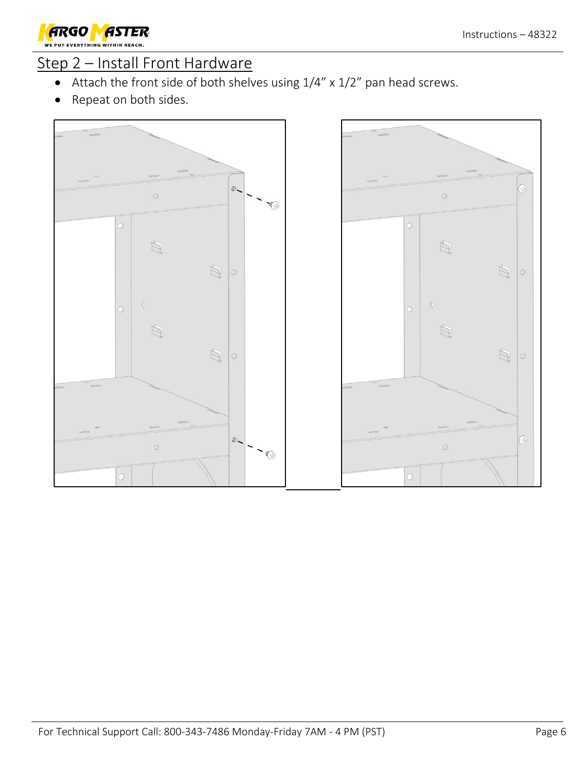## Step 2 – Install Front Hardware

- Attach the front side of both shelves using 1/4” x 1/2” pan head screws.
- Repeat on both sides.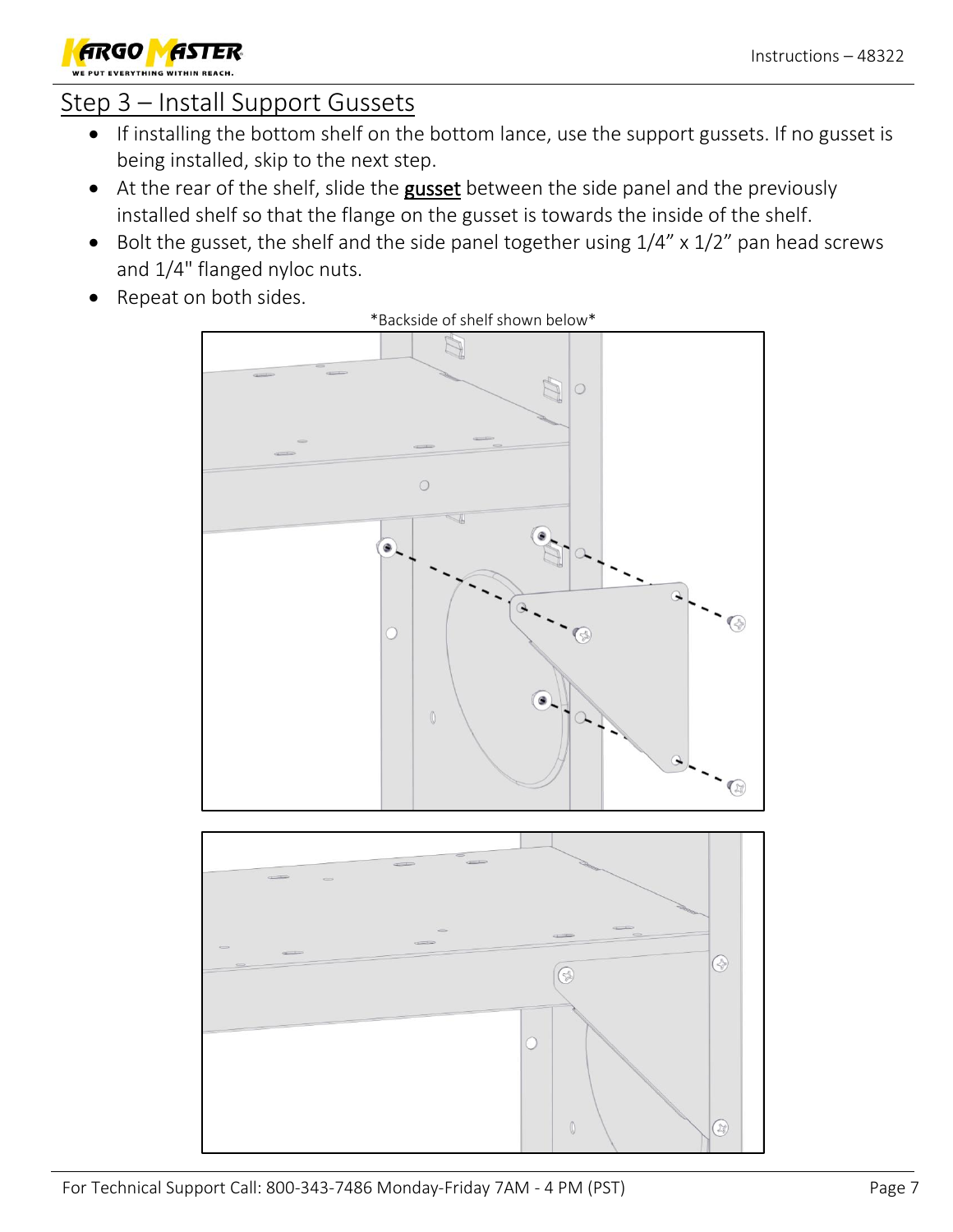## Step 3 – Install Support Gussets

- If installing the bottom shelf on the bottom lance, use the support gussets. If no gusset is being installed, skip to the next step.
- At the rear of the shelf, slide the **gusset** between the side panel and the previously installed shelf so that the flange on the gusset is towards the inside of the shelf.
- Bolt the gusset, the shelf and the side panel together using 1/4" x 1/2" pan head screws and 1/4" flanged nyloc nuts.
- Repeat on both sides.

*Backside of shelf shown below*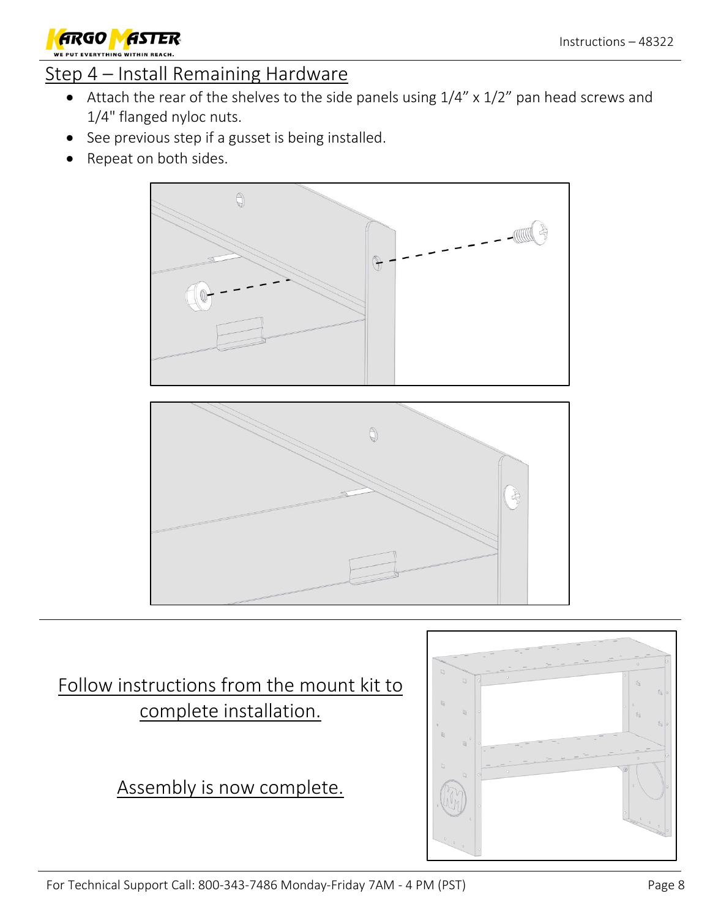## Step 4 – Install Remaining Hardware

- Attach the rear of the shelves to the side panels using 1/4" x 1/2" pan head screws and 1/4" flanged nyloc nuts.
- See previous step if a gusset is being installed.
- Repeat on both sides.

Follow instructions from the mount kit to complete installation.

Assembly is now complete.

For Technical Support Call: 800-343-7486 Monday-Friday 7AM - 4 PM (PST)